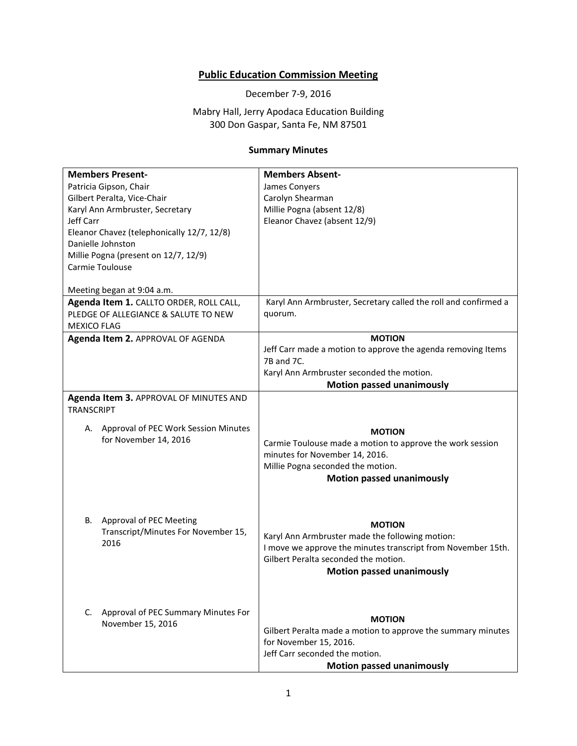# Public Education Commission Meeting

December 7-9, 2016

Mabry Hall, Jerry Apodaca Education Building
300 Don Gaspar, Santa Fe, NM 87501

### Summary Minutes

| **Members Present-**<br>Patricia Gipson, Chair<br>Gilbert Peralta, Vice-Chair<br>Karyl Ann Armbruster, Secretary<br>Jeff Carr<br>Eleanor Chavez (telephonically 12/7, 12/8)<br>Danielle Johnston<br>Millie Pogna (present on 12/7, 12/9)<br>Carmie Toulouse<br><br>Meeting began at 9:04 a.m. | **Members Absent-**<br>James Conyers<br>Carolyn Shearman<br>Millie Pogna (absent 12/8)<br>Eleanor Chavez (absent 12/9) |
|---|---|
| **Agenda Item 1.** CALLTO ORDER, ROLL CALL, PLEDGE OF ALLEGIANCE & SALUTE TO NEW MEXICO FLAG | Karyl Ann Armbruster, Secretary called the roll and confirmed a quorum. |
| **Agenda Item 2.** APPROVAL OF AGENDA | **MOTION**<br>Jeff Carr made a motion to approve the agenda removing Items 7B and 7C.<br>Karyl Ann Armbruster seconded the motion.<br>**Motion passed unanimously** |
| **Agenda Item 3.** APPROVAL OF MINUTES AND TRANSCRIPT | |
| A. Approval of PEC Work Session Minutes for November 14, 2016 | **MOTION**<br>Carmie Toulouse made a motion to approve the work session minutes for November 14, 2016.<br>Millie Pogna seconded the motion.<br>**Motion passed unanimously** |
| B. Approval of PEC Meeting Transcript/Minutes For November 15, 2016 | **MOTION**<br>Karyl Ann Armbruster made the following motion:<br>I move we approve the minutes transcript from November 15th.<br>Gilbert Peralta seconded the motion.<br>**Motion passed unanimously** |
| C. Approval of PEC Summary Minutes For November 15, 2016 | **MOTION**<br>Gilbert Peralta made a motion to approve the summary minutes for November 15, 2016.<br>Jeff Carr seconded the motion.<br>**Motion passed unanimously** |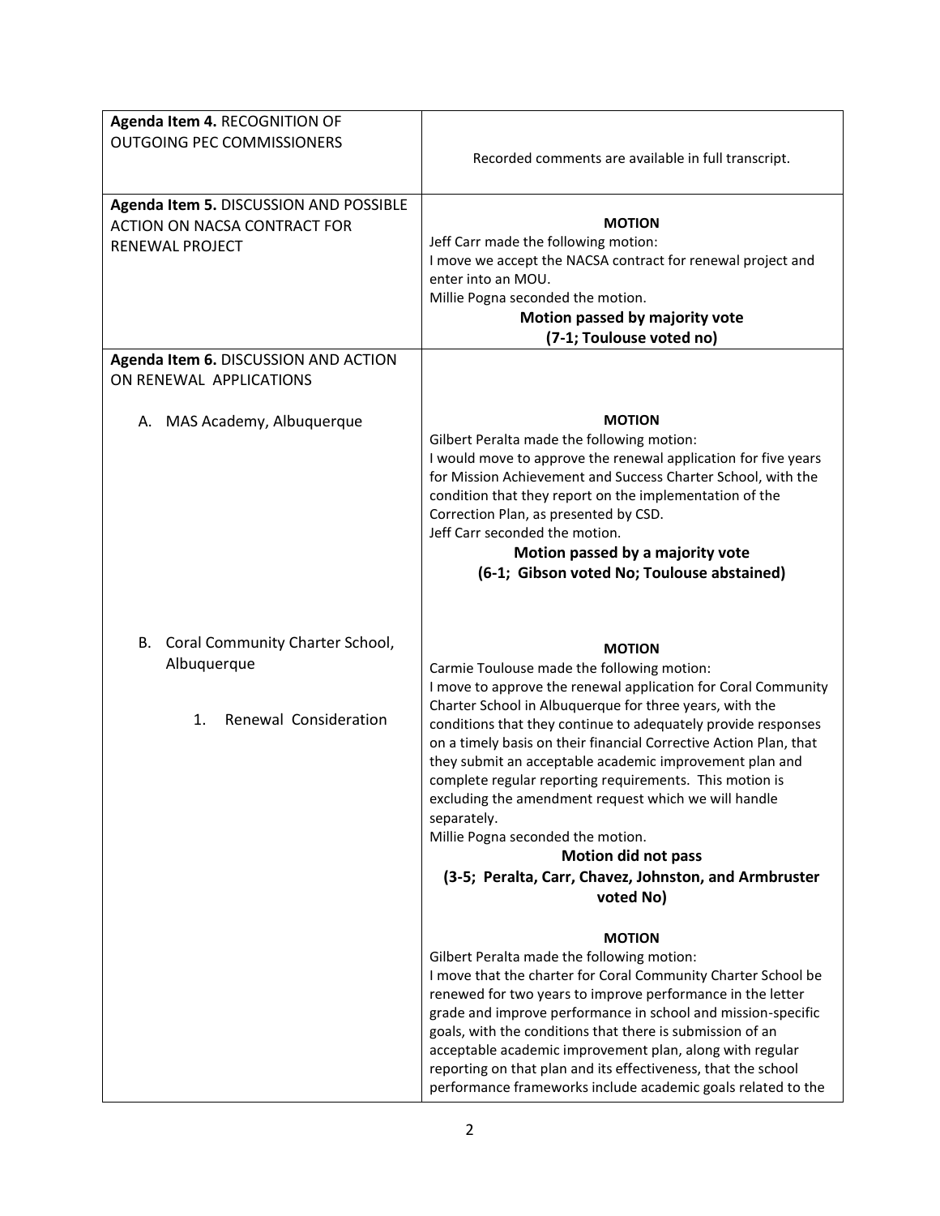| | |
|---|---|
| **Agenda Item 4.** RECOGNITION OF OUTGOING PEC COMMISSIONERS | Recorded comments are available in full transcript. |
| **Agenda Item 5.** DISCUSSION AND POSSIBLE ACTION ON NACSA CONTRACT FOR RENEWAL PROJECT | **MOTION**<br>Jeff Carr made the following motion:<br>I move we accept the NACSA contract for renewal project and enter into an MOU.<br>Millie Pogna seconded the motion.<br>**Motion passed by majority vote**<br>**(7-1; Toulouse voted no)** |
| **Agenda Item 6.** DISCUSSION AND ACTION ON RENEWAL APPLICATIONS<br><br>A. MAS Academy, Albuquerque | **MOTION**<br>Gilbert Peralta made the following motion:<br>I would move to approve the renewal application for five years for Mission Achievement and Success Charter School, with the condition that they report on the implementation of the Correction Plan, as presented by CSD.<br>Jeff Carr seconded the motion.<br>**Motion passed by a majority vote**<br>**(6-1; Gibson voted No; Toulouse abstained)** |
| B. Coral Community Charter School, Albuquerque<br><br>1. Renewal Consideration | **MOTION**<br>Carmie Toulouse made the following motion:<br>I move to approve the renewal application for Coral Community Charter School in Albuquerque for three years, with the conditions that they continue to adequately provide responses on a timely basis on their financial Corrective Action Plan, that they submit an acceptable academic improvement plan and complete regular reporting requirements. This motion is excluding the amendment request which we will handle separately.<br>Millie Pogna seconded the motion.<br>**Motion did not pass**<br>**(3-5; Peralta, Carr, Chavez, Johnston, and Armbruster voted No)**<br><br>**MOTION**<br>Gilbert Peralta made the following motion:<br>I move that the charter for Coral Community Charter School be renewed for two years to improve performance in the letter grade and improve performance in school and mission-specific goals, with the conditions that there is submission of an acceptable academic improvement plan, along with regular reporting on that plan and its effectiveness, that the school performance frameworks include academic goals related to the |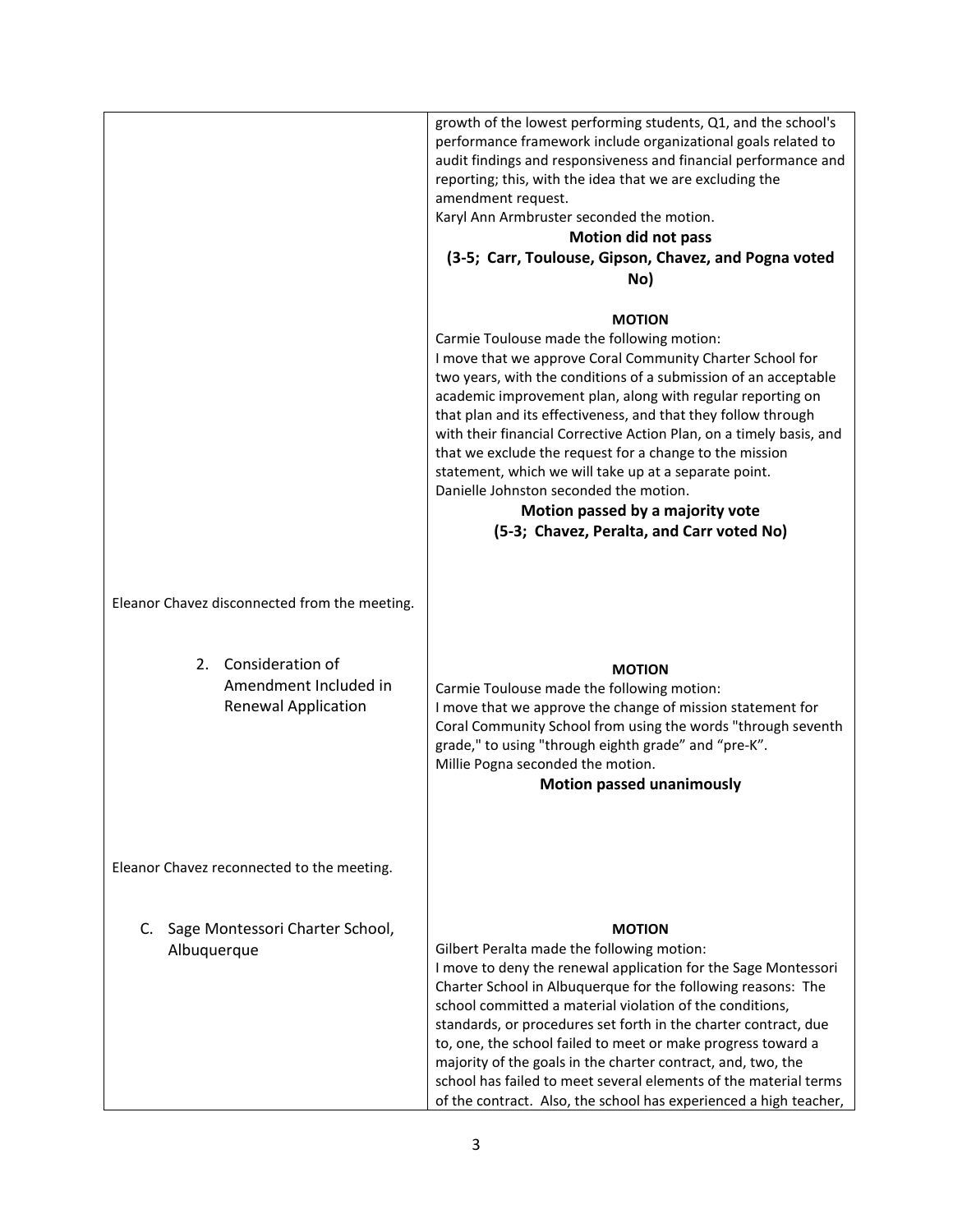| | |
|---|---|
| | growth of the lowest performing students, Q1, and the school's performance framework include organizational goals related to audit findings and responsiveness and financial performance and reporting; this, with the idea that we are excluding the amendment request.<br>Karyl Ann Armbruster seconded the motion.<br>**Motion did not pass**<br>**(3-5; Carr, Toulouse, Gipson, Chavez, and Pogna voted No)**<br><br>**MOTION**<br>Carmie Toulouse made the following motion:<br>I move that we approve Coral Community Charter School for two years, with the conditions of a submission of an acceptable academic improvement plan, along with regular reporting on that plan and its effectiveness, and that they follow through with their financial Corrective Action Plan, on a timely basis, and that we exclude the request for a change to the mission statement, which we will take up at a separate point.<br>Danielle Johnston seconded the motion.<br>**Motion passed by a majority vote**<br>**(5-3; Chavez, Peralta, and Carr voted No)** |
| Eleanor Chavez disconnected from the meeting. | |
| 2. Consideration of Amendment Included in Renewal Application | **MOTION**<br>Carmie Toulouse made the following motion:<br>I move that we approve the change of mission statement for Coral Community School from using the words "through seventh grade," to using "through eighth grade" and "pre-K".<br>Millie Pogna seconded the motion.<br>**Motion passed unanimously** |
| Eleanor Chavez reconnected to the meeting. | |
| C. Sage Montessori Charter School, Albuquerque | **MOTION**<br>Gilbert Peralta made the following motion:<br>I move to deny the renewal application for the Sage Montessori Charter School in Albuquerque for the following reasons: The school committed a material violation of the conditions, standards, or procedures set forth in the charter contract, due to, one, the school failed to meet or make progress toward a majority of the goals in the charter contract, and, two, the school has failed to meet several elements of the material terms of the contract. Also, the school has experienced a high teacher, |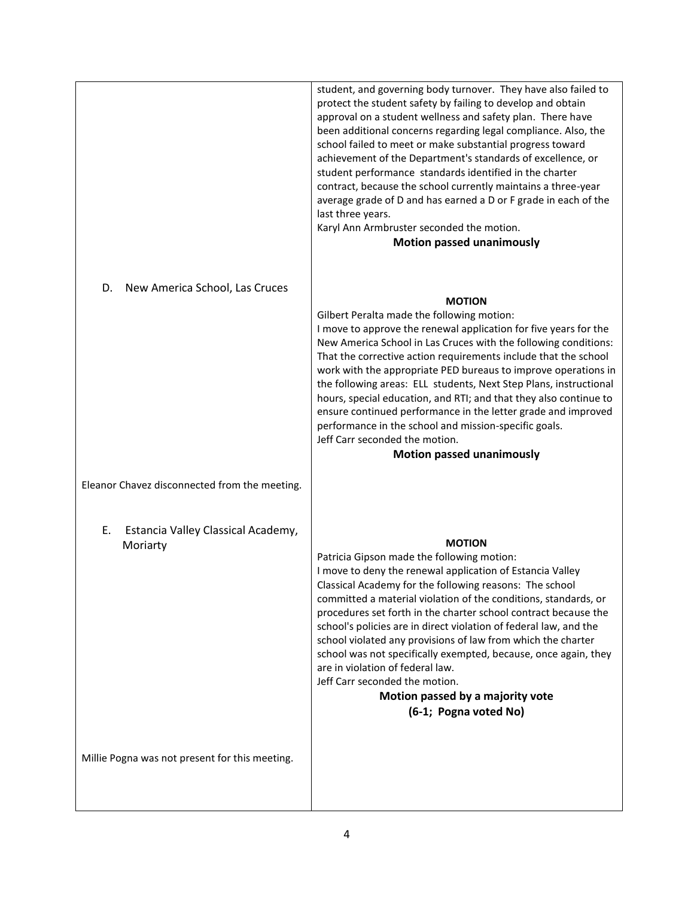| | |
|---|---|
| | student, and governing body turnover. They have also failed to protect the student safety by failing to develop and obtain approval on a student wellness and safety plan. There have been additional concerns regarding legal compliance. Also, the school failed to meet or make substantial progress toward achievement of the Department's standards of excellence, or student performance standards identified in the charter contract, because the school currently maintains a three-year average grade of D and has earned a D or F grade in each of the last three years.<br>Karyl Ann Armbruster seconded the motion.<br>**Motion passed unanimously** |
| D. New America School, Las Cruces | **MOTION**<br>Gilbert Peralta made the following motion:<br>I move to approve the renewal application for five years for the New America School in Las Cruces with the following conditions: That the corrective action requirements include that the school work with the appropriate PED bureaus to improve operations in the following areas: ELL students, Next Step Plans, instructional hours, special education, and RTI; and that they also continue to ensure continued performance in the letter grade and improved performance in the school and mission-specific goals.<br>Jeff Carr seconded the motion.<br>**Motion passed unanimously** |
| Eleanor Chavez disconnected from the meeting. | |
| E. Estancia Valley Classical Academy, Moriarty | **MOTION**<br>Patricia Gipson made the following motion:<br>I move to deny the renewal application of Estancia Valley Classical Academy for the following reasons: The school committed a material violation of the conditions, standards, or procedures set forth in the charter school contract because the school's policies are in direct violation of federal law, and the school violated any provisions of law from which the charter school was not specifically exempted, because, once again, they are in violation of federal law.<br>Jeff Carr seconded the motion.<br>**Motion passed by a majority vote**<br>**(6-1; Pogna voted No)** |
| Millie Pogna was not present for this meeting. | |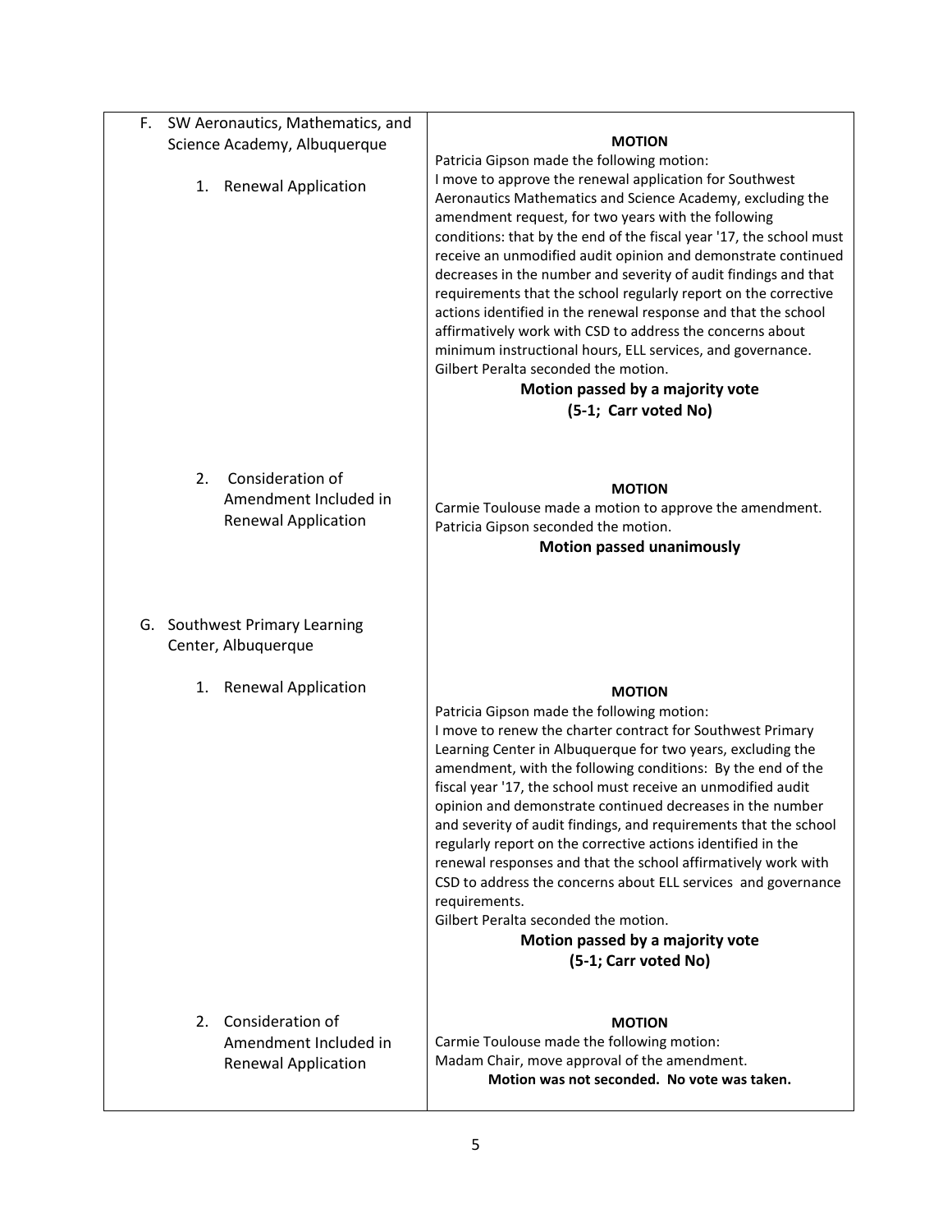| | |
|---|---|
| F. SW Aeronautics, Mathematics, and Science Academy, Albuquerque<br><br>1. Renewal Application | **MOTION**<br>Patricia Gipson made the following motion:<br>I move to approve the renewal application for Southwest Aeronautics Mathematics and Science Academy, excluding the amendment request, for two years with the following conditions: that by the end of the fiscal year '17, the school must receive an unmodified audit opinion and demonstrate continued decreases in the number and severity of audit findings and that requirements that the school regularly report on the corrective actions identified in the renewal response and that the school affirmatively work with CSD to address the concerns about minimum instructional hours, ELL services, and governance.<br>Gilbert Peralta seconded the motion.<br>**Motion passed by a majority vote (5-1; Carr voted No)** |
| 2. Consideration of Amendment Included in Renewal Application | **MOTION**<br>Carmie Toulouse made a motion to approve the amendment.<br>Patricia Gipson seconded the motion.<br>**Motion passed unanimously** |
| G. Southwest Primary Learning Center, Albuquerque<br><br>1. Renewal Application | **MOTION**<br>Patricia Gipson made the following motion:<br>I move to renew the charter contract for Southwest Primary Learning Center in Albuquerque for two years, excluding the amendment, with the following conditions: By the end of the fiscal year '17, the school must receive an unmodified audit opinion and demonstrate continued decreases in the number and severity of audit findings, and requirements that the school regularly report on the corrective actions identified in the renewal responses and that the school affirmatively work with CSD to address the concerns about ELL services and governance requirements.<br>Gilbert Peralta seconded the motion.<br>**Motion passed by a majority vote (5-1; Carr voted No)** |
| 2. Consideration of Amendment Included in Renewal Application | **MOTION**<br>Carmie Toulouse made the following motion:<br>Madam Chair, move approval of the amendment.<br>**Motion was not seconded. No vote was taken.** |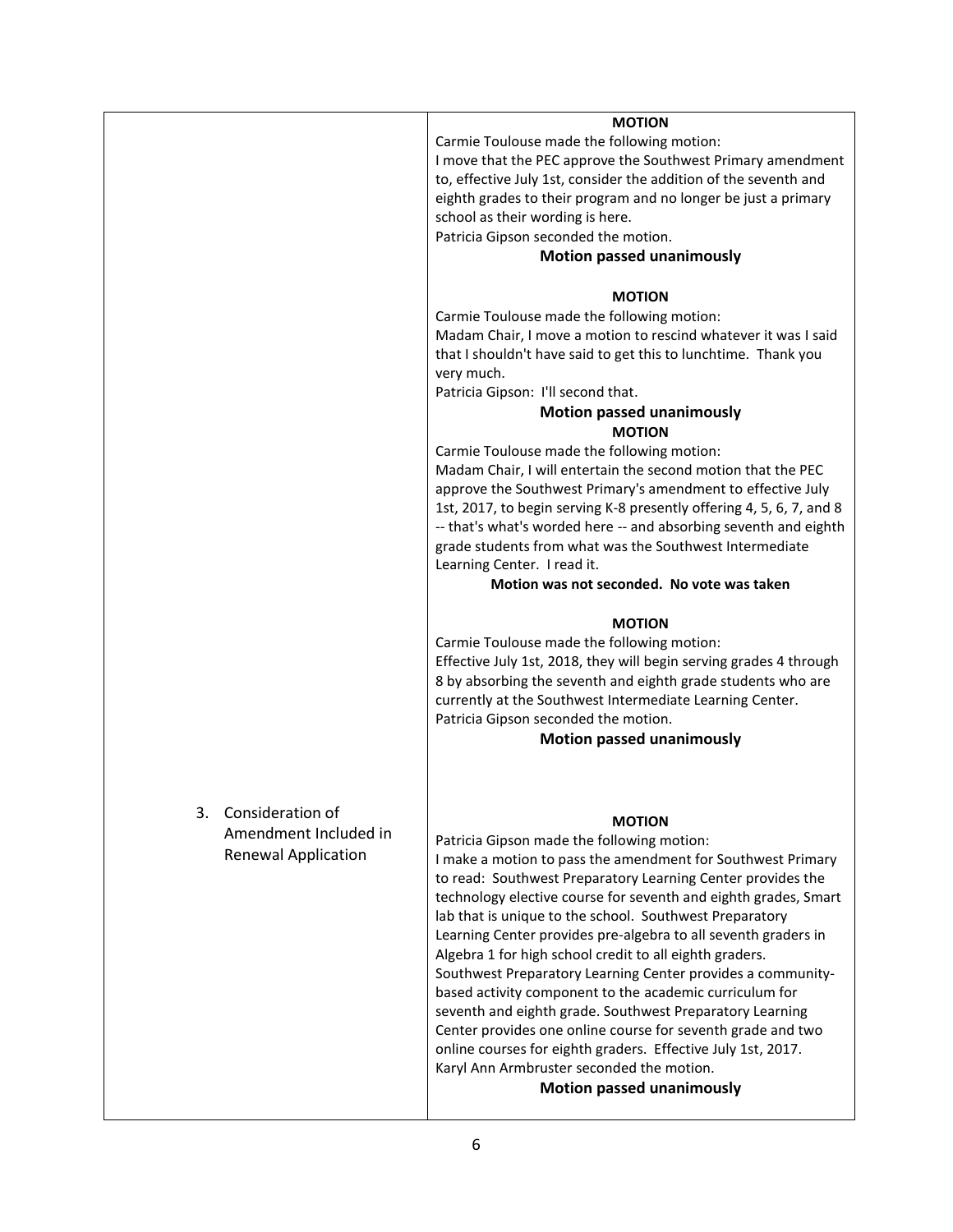| | |
|---|---|
| | **MOTION**<br>Carmie Toulouse made the following motion:<br>I move that the PEC approve the Southwest Primary amendment to, effective July 1st, consider the addition of the seventh and eighth grades to their program and no longer be just a primary school as their wording is here.<br>Patricia Gipson seconded the motion.<br>**Motion passed unanimously**<br><br>**MOTION**<br>Carmie Toulouse made the following motion:<br>Madam Chair, I move a motion to rescind whatever it was I said that I shouldn't have said to get this to lunchtime. Thank you very much.<br>Patricia Gipson: I'll second that.<br>**Motion passed unanimously**<br>**MOTION**<br>Carmie Toulouse made the following motion:<br>Madam Chair, I will entertain the second motion that the PEC approve the Southwest Primary's amendment to effective July 1st, 2017, to begin serving K-8 presently offering 4, 5, 6, 7, and 8 -- that's what's worded here -- and absorbing seventh and eighth grade students from what was the Southwest Intermediate Learning Center. I read it.<br>**Motion was not seconded. No vote was taken**<br><br>**MOTION**<br>Carmie Toulouse made the following motion:<br>Effective July 1st, 2018, they will begin serving grades 4 through 8 by absorbing the seventh and eighth grade students who are currently at the Southwest Intermediate Learning Center.<br>Patricia Gipson seconded the motion.<br>**Motion passed unanimously** |
| 3. Consideration of Amendment Included in Renewal Application | **MOTION**<br>Patricia Gipson made the following motion:<br>I make a motion to pass the amendment for Southwest Primary to read: Southwest Preparatory Learning Center provides the technology elective course for seventh and eighth grades, Smart lab that is unique to the school. Southwest Preparatory Learning Center provides pre-algebra to all seventh graders in Algebra 1 for high school credit to all eighth graders. Southwest Preparatory Learning Center provides a community-based activity component to the academic curriculum for seventh and eighth grade. Southwest Preparatory Learning Center provides one online course for seventh grade and two online courses for eighth graders. Effective July 1st, 2017.<br>Karyl Ann Armbruster seconded the motion.<br>**Motion passed unanimously** |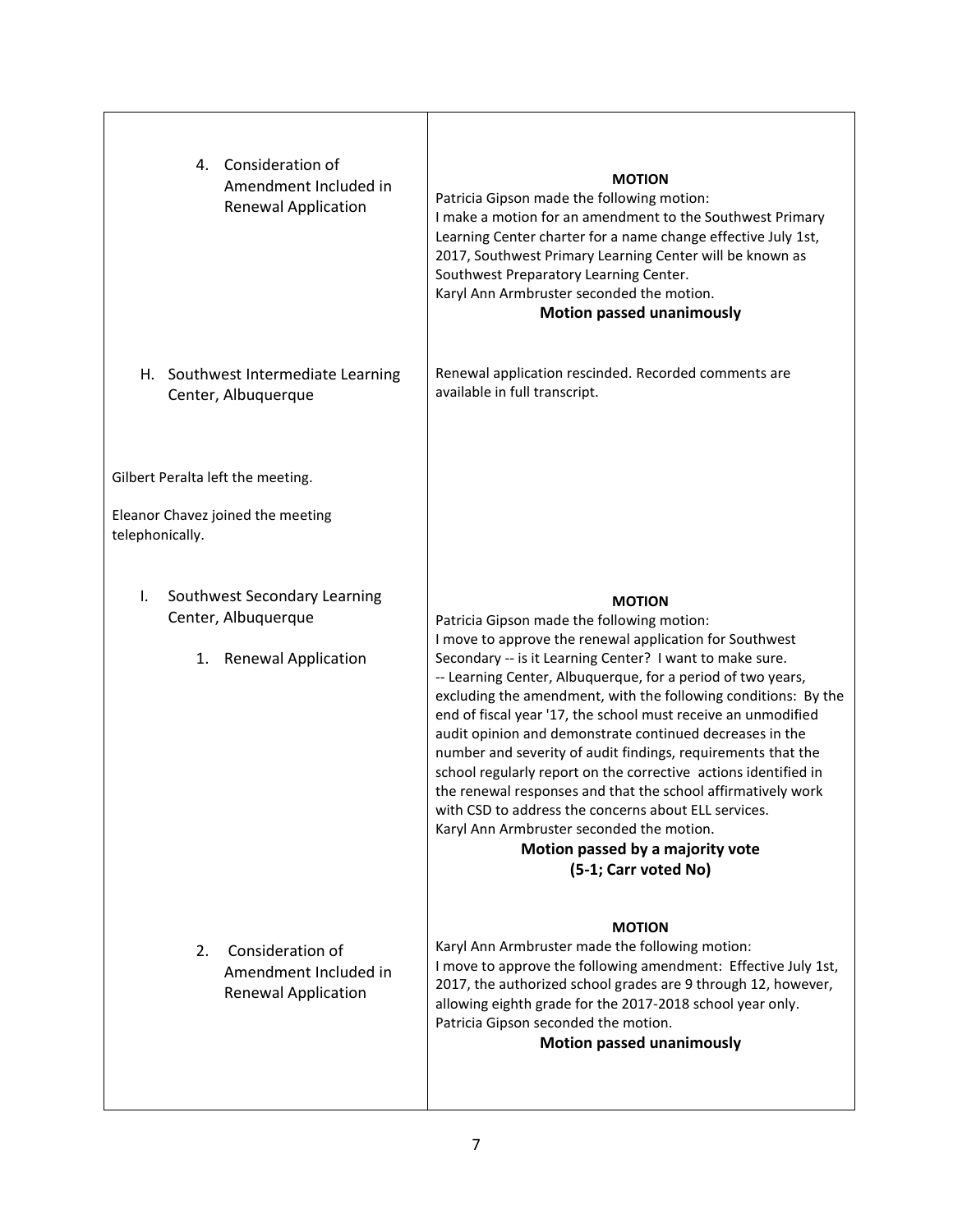| | |
|---|---|
| 4. Consideration of Amendment Included in Renewal Application | **MOTION**<br>Patricia Gipson made the following motion:<br>I make a motion for an amendment to the Southwest Primary Learning Center charter for a name change effective July 1st, 2017, Southwest Primary Learning Center will be known as Southwest Preparatory Learning Center.<br>Karyl Ann Armbruster seconded the motion.<br>**Motion passed unanimously** |
| H. Southwest Intermediate Learning Center, Albuquerque | Renewal application rescinded. Recorded comments are available in full transcript. |
| Gilbert Peralta left the meeting.<br><br>Eleanor Chavez joined the meeting telephonically. | |
| I. Southwest Secondary Learning Center, Albuquerque<br><br>1. Renewal Application | **MOTION**<br>Patricia Gipson made the following motion:<br>I move to approve the renewal application for Southwest Secondary -- is it Learning Center? I want to make sure.<br>-- Learning Center, Albuquerque, for a period of two years, excluding the amendment, with the following conditions: By the end of fiscal year '17, the school must receive an unmodified audit opinion and demonstrate continued decreases in the number and severity of audit findings, requirements that the school regularly report on the corrective actions identified in the renewal responses and that the school affirmatively work with CSD to address the concerns about ELL services.<br>Karyl Ann Armbruster seconded the motion.<br>**Motion passed by a majority vote (5-1; Carr voted No)** |
| 2. Consideration of Amendment Included in Renewal Application | **MOTION**<br>Karyl Ann Armbruster made the following motion:<br>I move to approve the following amendment: Effective July 1st, 2017, the authorized school grades are 9 through 12, however, allowing eighth grade for the 2017-2018 school year only.<br>Patricia Gipson seconded the motion.<br>**Motion passed unanimously** |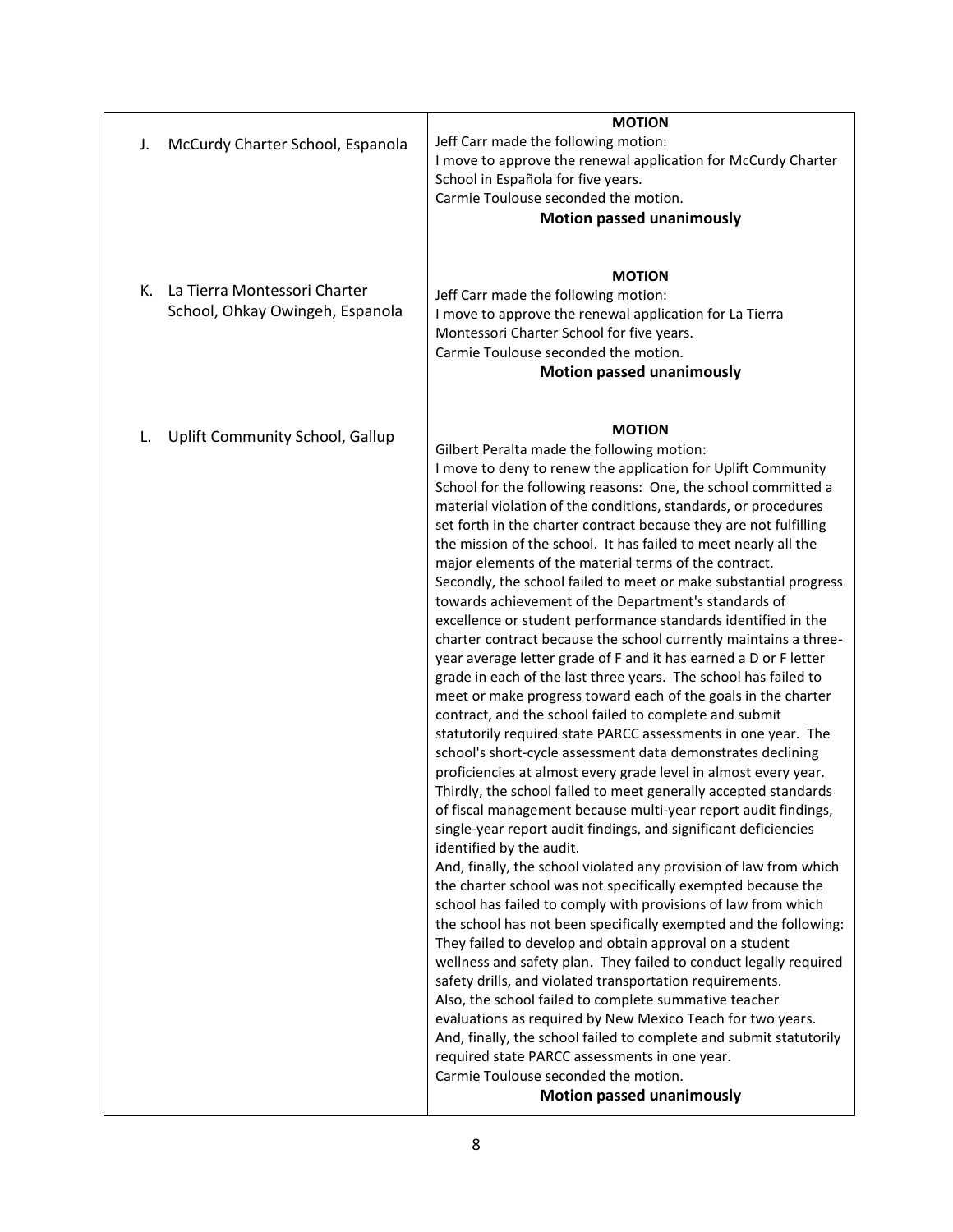| | |
|---|---|
| J. McCurdy Charter School, Espanola | **MOTION**<br>Jeff Carr made the following motion:<br>I move to approve the renewal application for McCurdy Charter School in Española for five years.<br>Carmie Toulouse seconded the motion.<br>**Motion passed unanimously** |
| K. La Tierra Montessori Charter School, Ohkay Owingeh, Espanola | **MOTION**<br>Jeff Carr made the following motion:<br>I move to approve the renewal application for La Tierra Montessori Charter School for five years.<br>Carmie Toulouse seconded the motion.<br>**Motion passed unanimously** |
| L. Uplift Community School, Gallup | **MOTION**<br>Gilbert Peralta made the following motion:<br>I move to deny to renew the application for Uplift Community School for the following reasons: One, the school committed a material violation of the conditions, standards, or procedures set forth in the charter contract because they are not fulfilling the mission of the school. It has failed to meet nearly all the major elements of the material terms of the contract.<br>Secondly, the school failed to meet or make substantial progress towards achievement of the Department's standards of excellence or student performance standards identified in the charter contract because the school currently maintains a three-year average letter grade of F and it has earned a D or F letter grade in each of the last three years. The school has failed to meet or make progress toward each of the goals in the charter contract, and the school failed to complete and submit statutorily required state PARCC assessments in one year. The school's short-cycle assessment data demonstrates declining proficiencies at almost every grade level in almost every year.<br>Thirdly, the school failed to meet generally accepted standards of fiscal management because multi-year report audit findings, single-year report audit findings, and significant deficiencies identified by the audit.<br>And, finally, the school violated any provision of law from which the charter school was not specifically exempted because the school has failed to comply with provisions of law from which the school has not been specifically exempted and the following: They failed to develop and obtain approval on a student wellness and safety plan. They failed to conduct legally required safety drills, and violated transportation requirements.<br>Also, the school failed to complete summative teacher evaluations as required by New Mexico Teach for two years.<br>And, finally, the school failed to complete and submit statutorily required state PARCC assessments in one year.<br>Carmie Toulouse seconded the motion.<br>**Motion passed unanimously** |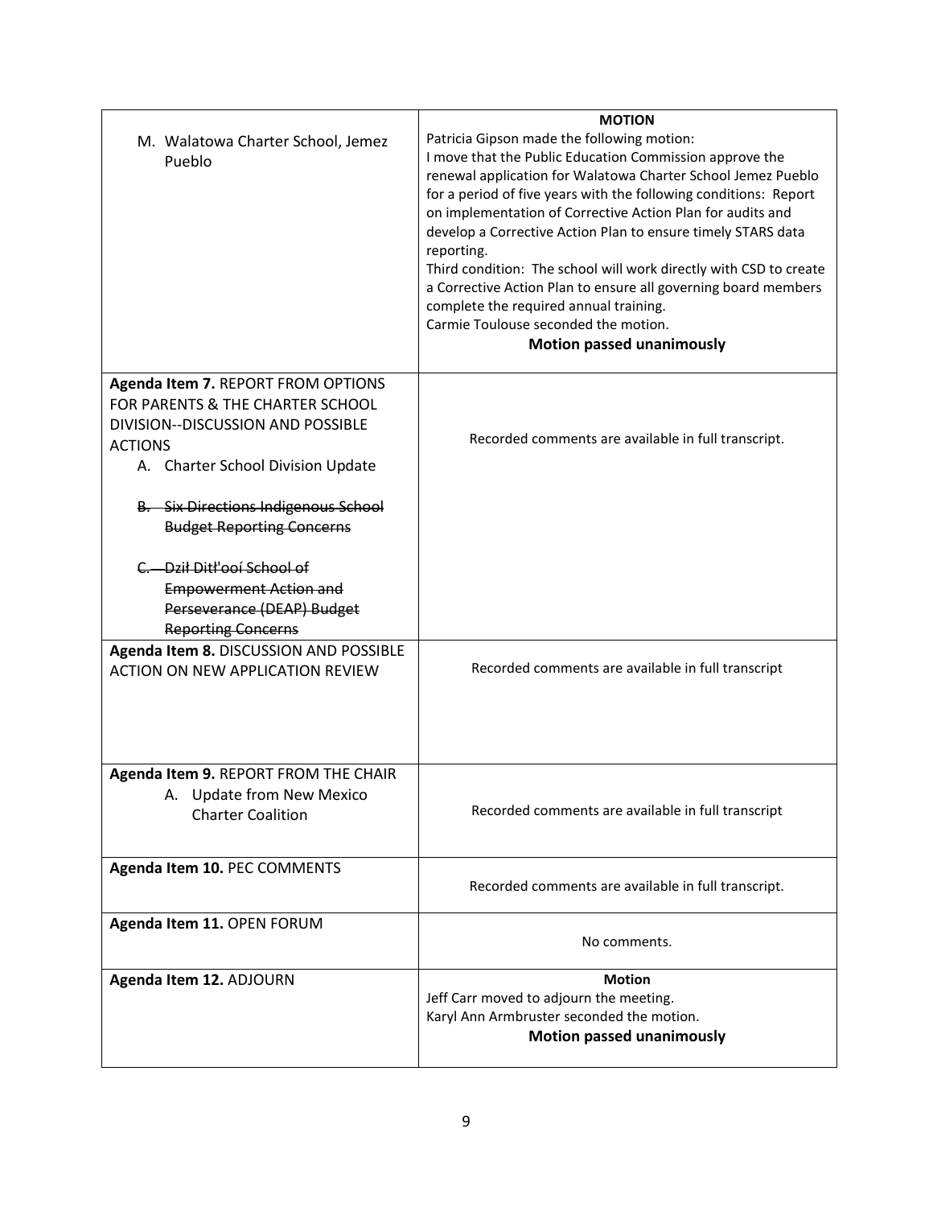| | |
|---|---|
| M. Walatowa Charter School, Jemez Pueblo | **MOTION**<br>Patricia Gipson made the following motion:<br>I move that the Public Education Commission approve the renewal application for Walatowa Charter School Jemez Pueblo for a period of five years with the following conditions: Report on implementation of Corrective Action Plan for audits and develop a Corrective Action Plan to ensure timely STARS data reporting.<br>Third condition: The school will work directly with CSD to create a Corrective Action Plan to ensure all governing board members complete the required annual training.<br>Carmie Toulouse seconded the motion.<br>**Motion passed unanimously** |
| **Agenda Item 7.** REPORT FROM OPTIONS FOR PARENTS & THE CHARTER SCHOOL DIVISION--DISCUSSION AND POSSIBLE ACTIONS<br>A. Charter School Division Update<br>~~B. Six Directions Indigenous School Budget Reporting Concerns~~<br>~~C. Dził Ditł'ooí School of Empowerment Action and Perseverance (DEAP) Budget Reporting Concerns~~ | Recorded comments are available in full transcript. |
| **Agenda Item 8.** DISCUSSION AND POSSIBLE ACTION ON NEW APPLICATION REVIEW | Recorded comments are available in full transcript |
| **Agenda Item 9.** REPORT FROM THE CHAIR<br>A. Update from New Mexico Charter Coalition | Recorded comments are available in full transcript |
| **Agenda Item 10.** PEC COMMENTS | Recorded comments are available in full transcript. |
| **Agenda Item 11.** OPEN FORUM | No comments. |
| **Agenda Item 12.** ADJOURN | **Motion**<br>Jeff Carr moved to adjourn the meeting.<br>Karyl Ann Armbruster seconded the motion.<br>**Motion passed unanimously** |